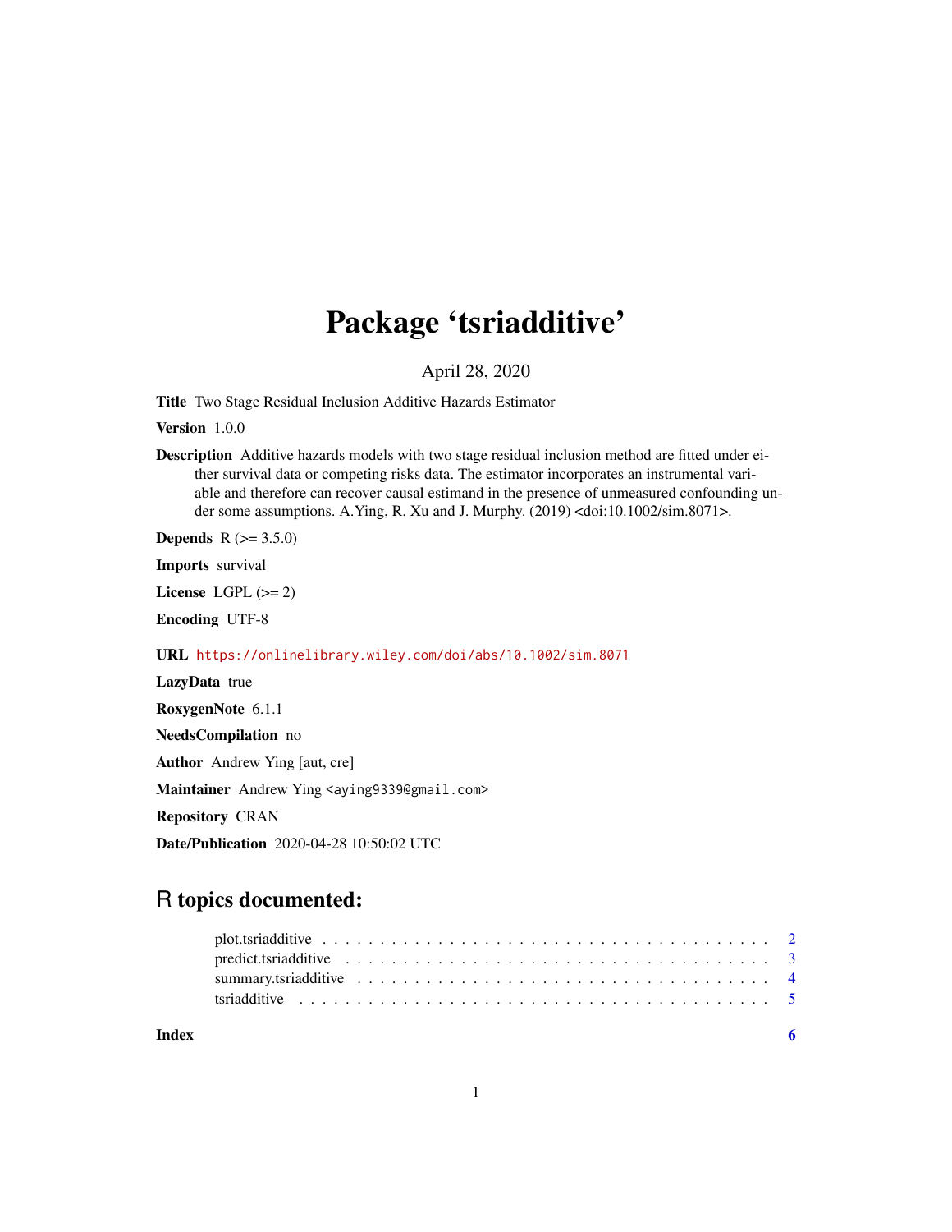# Package 'tsriadditive'

April 28, 2020

**Title** Two Stage Residual Inclusion Additive Hazards Estimator

**Version** 1.0.0

**Description** Additive hazards models with two stage residual inclusion method are fitted under either survival data or competing risks data. The estimator incorporates an instrumental variable and therefore can recover causal estimand in the presence of unmeasured confounding under some assumptions. A.Ying, R. Xu and J. Murphy. (2019) <doi:10.1002/sim.8071>.

**Depends** R (>= 3.5.0)

**Imports** survival

**License** LGPL (>= 2)

**Encoding** UTF-8

**URL** https://onlinelibrary.wiley.com/doi/abs/10.1002/sim.8071

**LazyData** true

**RoxygenNote** 6.1.1

**NeedsCompilation** no

**Author** Andrew Ying [aut, cre]

**Maintainer** Andrew Ying <aying9339@gmail.com>

**Repository** CRAN

**Date/Publication** 2020-04-28 10:50:02 UTC

## R topics documented:

- plot.tsriadditive . . . . . . . . . . . . . . . . . . . . . . . . . . . . . . . . . . . . . . 2
- predict.tsriadditive . . . . . . . . . . . . . . . . . . . . . . . . . . . . . . . . . . . . . 3
- summary.tsriadditive . . . . . . . . . . . . . . . . . . . . . . . . . . . . . . . . . . . . 4
- tsriadditive . . . . . . . . . . . . . . . . . . . . . . . . . . . . . . . . . . . . . . . . . 5

**Index** **6**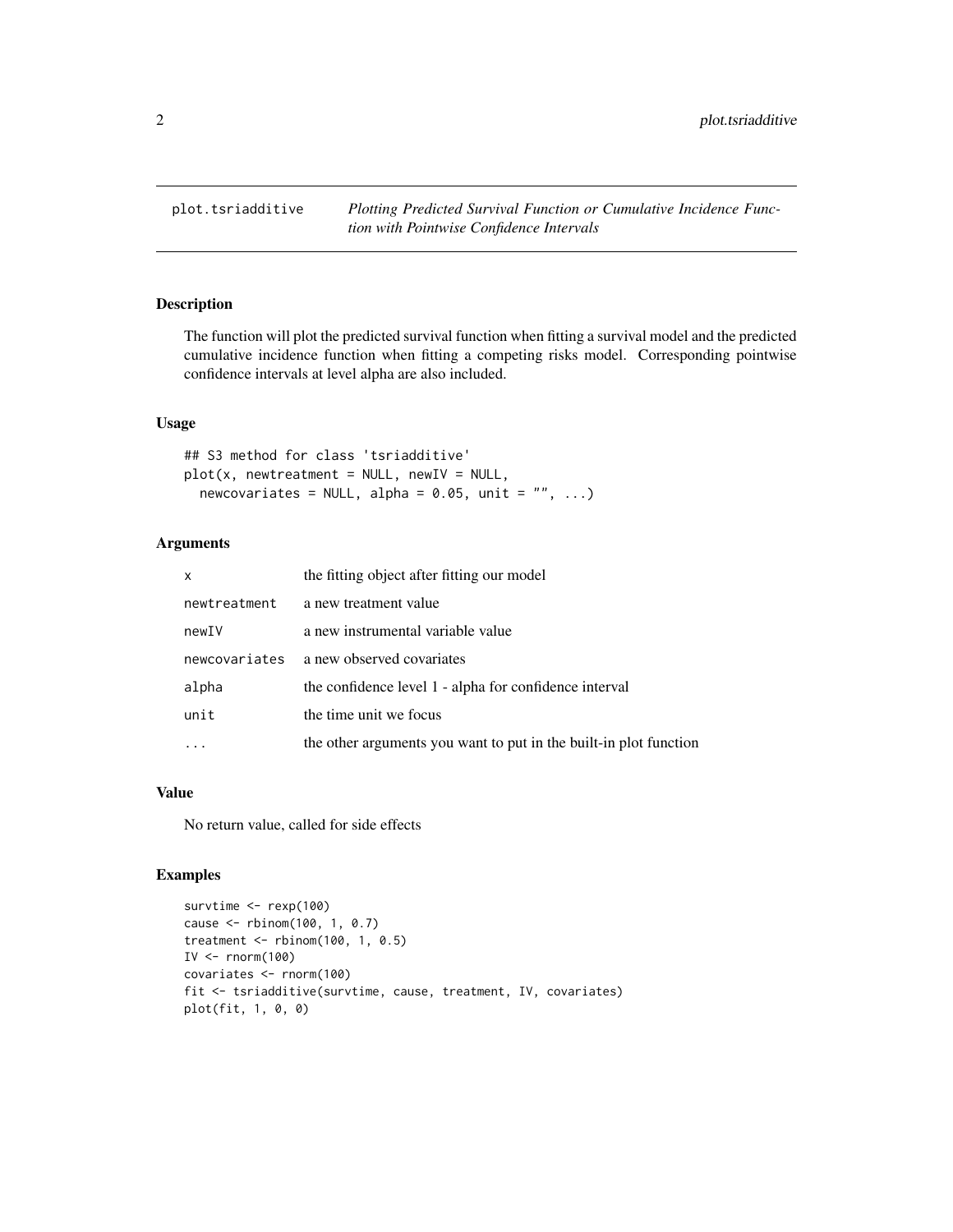`plot.tsriadditive` *Plotting Predicted Survival Function or Cumulative Incidence Function with Pointwise Confidence Intervals*

## Description

The function will plot the predicted survival function when fitting a survival model and the predicted cumulative incidence function when fitting a competing risks model. Corresponding pointwise confidence intervals at level alpha are also included.

## Usage

```
## S3 method for class 'tsriadditive'
plot(x, newtreatment = NULL, newIV = NULL,
  newcovariates = NULL, alpha = 0.05, unit = "", ...)
```

## Arguments

| | |
|---|---|
| x | the fitting object after fitting our model |
| newtreatment | a new treatment value |
| newIV | a new instrumental variable value |
| newcovariates | a new observed covariates |
| alpha | the confidence level 1 - alpha for confidence interval |
| unit | the time unit we focus |
| ... | the other arguments you want to put in the built-in plot function |

## Value

No return value, called for side effects

## Examples

```
survtime <- rexp(100)
cause <- rbinom(100, 1, 0.7)
treatment <- rbinom(100, 1, 0.5)
IV <- rnorm(100)
covariates <- rnorm(100)
fit <- tsriadditive(survtime, cause, treatment, IV, covariates)
plot(fit, 1, 0, 0)
```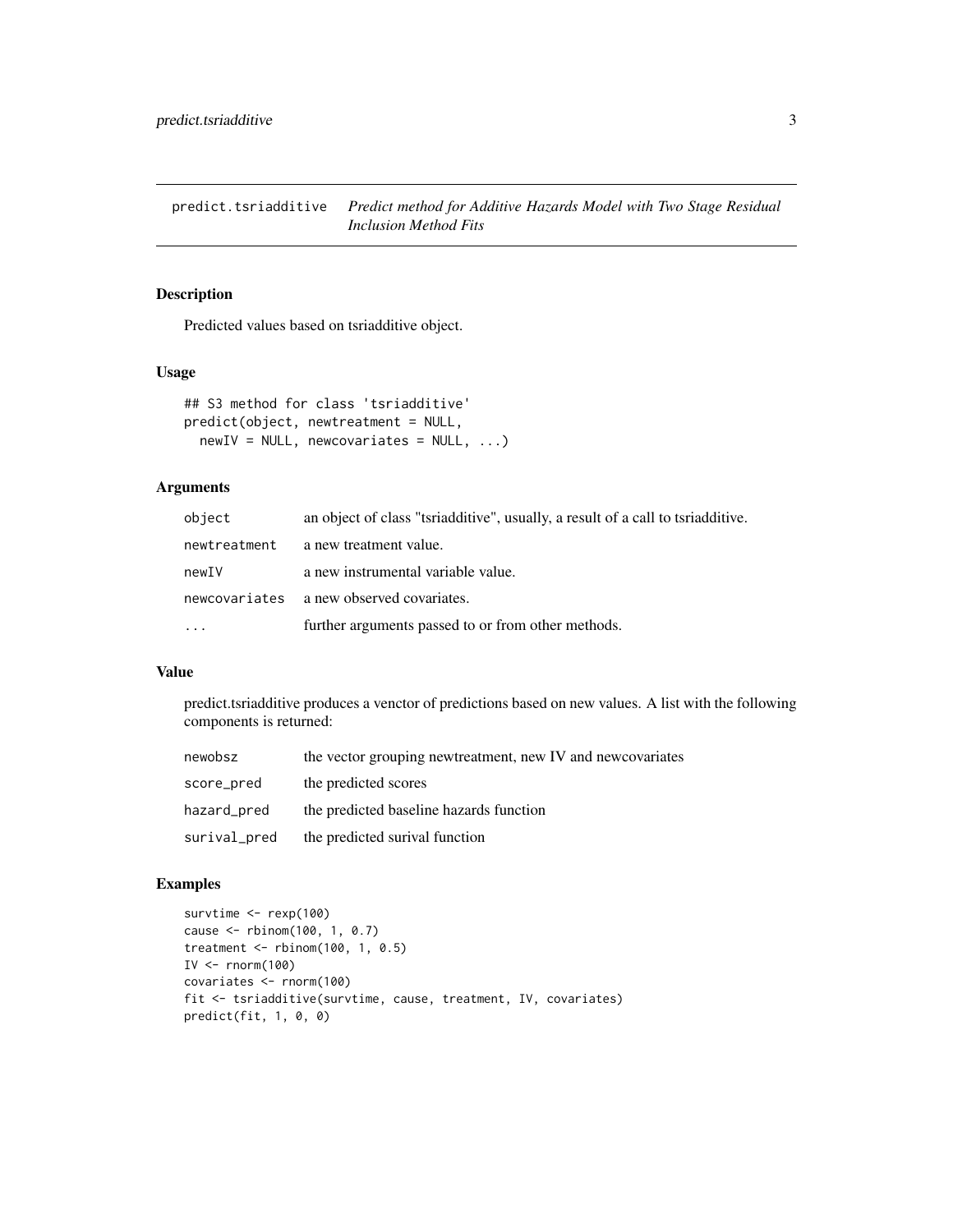## predict.tsriadditive — *Predict method for Additive Hazards Model with Two Stage Residual Inclusion Method Fits*

### Description

Predicted values based on tsriadditive object.

### Usage

```
## S3 method for class 'tsriadditive'
predict(object, newtreatment = NULL,
  newIV = NULL, newcovariates = NULL, ...)
```

### Arguments

| | |
|---|---|
| `object` | an object of class "tsriadditive", usually, a result of a call to tsriadditive. |
| `newtreatment` | a new treatment value. |
| `newIV` | a new instrumental variable value. |
| `newcovariates` | a new observed covariates. |
| `...` | further arguments passed to or from other methods. |

### Value

predict.tsriadditive produces a venctor of predictions based on new values. A list with the following components is returned:

| | |
|---|---|
| `newobsz` | the vector grouping newtreatment, new IV and newcovariates |
| `score_pred` | the predicted scores |
| `hazard_pred` | the predicted baseline hazards function |
| `surival_pred` | the predicted surival function |

### Examples

```
survtime <- rexp(100)
cause <- rbinom(100, 1, 0.7)
treatment <- rbinom(100, 1, 0.5)
IV <- rnorm(100)
covariates <- rnorm(100)
fit <- tsriadditive(survtime, cause, treatment, IV, covariates)
predict(fit, 1, 0, 0)
```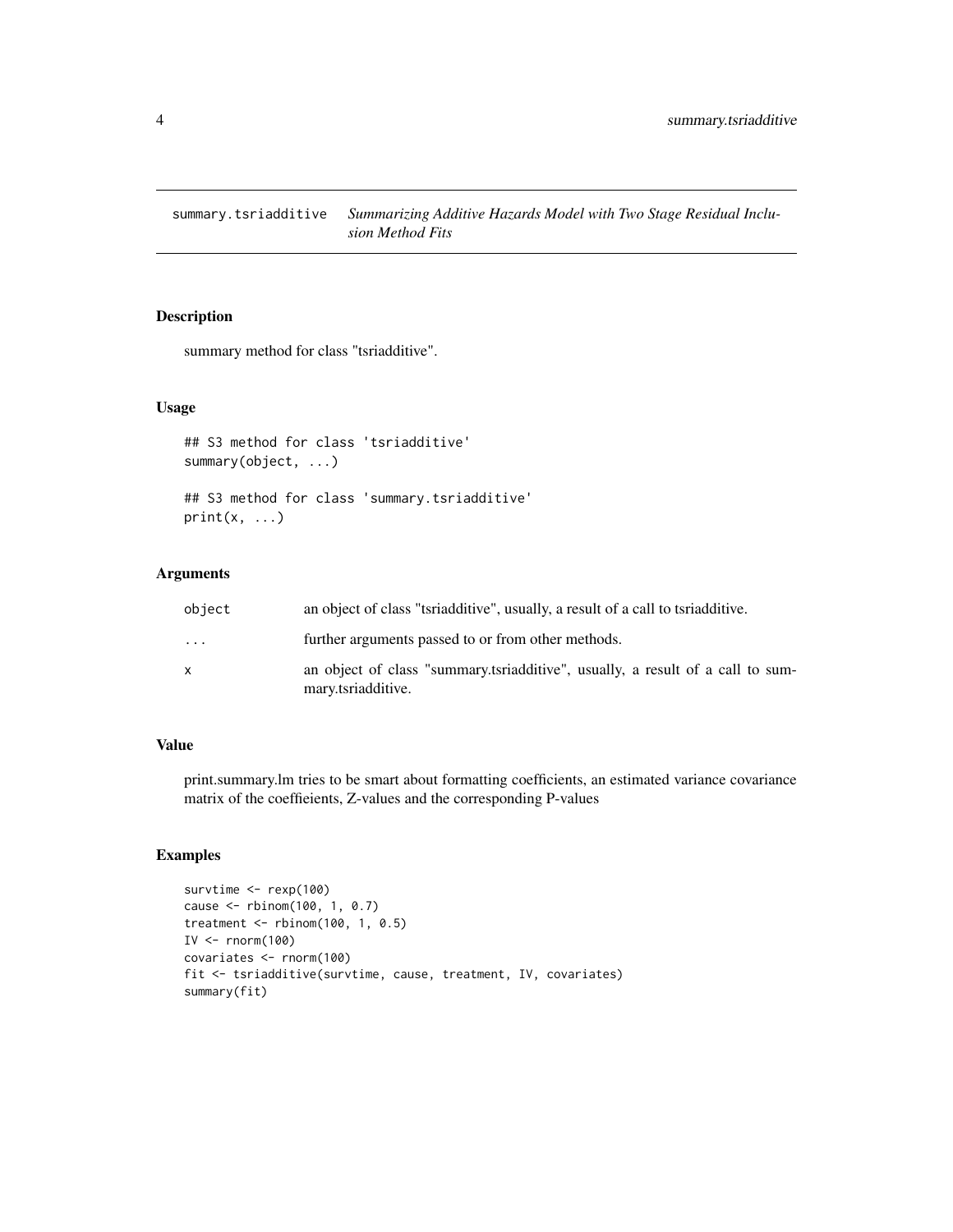# summary.tsriadditive *Summarizing Additive Hazards Model with Two Stage Residual Inclusion Method Fits*

## Description

summary method for class "tsriadditive".

## Usage

```
## S3 method for class 'tsriadditive'
summary(object, ...)

## S3 method for class 'summary.tsriadditive'
print(x, ...)
```

## Arguments

| | |
|---|---|
| object | an object of class "tsriadditive", usually, a result of a call to tsriadditive. |
| ... | further arguments passed to or from other methods. |
| x | an object of class "summary.tsriadditive", usually, a result of a call to summary.tsriadditive. |

## Value

print.summary.lm tries to be smart about formatting coefficients, an estimated variance covariance matrix of the coeffieients, Z-values and the corresponding P-values

## Examples

```
survtime <- rexp(100)
cause <- rbinom(100, 1, 0.7)
treatment <- rbinom(100, 1, 0.5)
IV <- rnorm(100)
covariates <- rnorm(100)
fit <- tsriadditive(survtime, cause, treatment, IV, covariates)
summary(fit)
```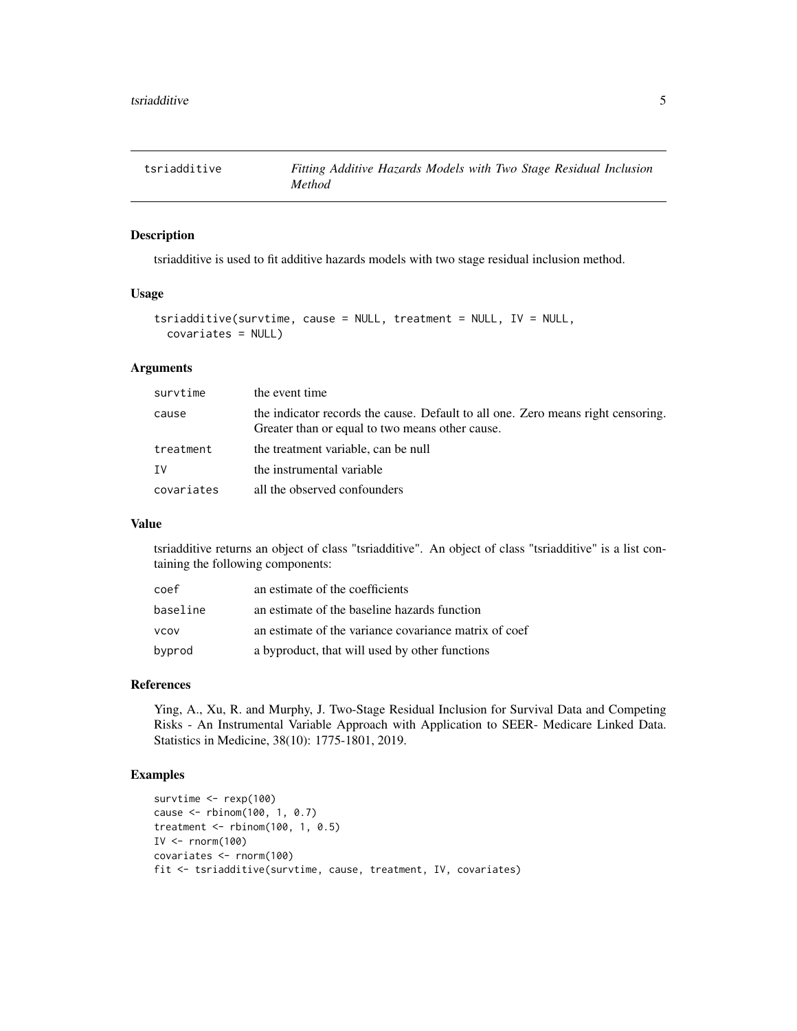## tsriadditive — *Fitting Additive Hazards Models with Two Stage Residual Inclusion Method*

### Description

tsriadditive is used to fit additive hazards models with two stage residual inclusion method.

### Usage

```
tsriadditive(survtime, cause = NULL, treatment = NULL, IV = NULL,
  covariates = NULL)
```

### Arguments

| | |
|---|---|
| survtime | the event time |
| cause | the indicator records the cause. Default to all one. Zero means right censoring. Greater than or equal to two means other cause. |
| treatment | the treatment variable, can be null |
| IV | the instrumental variable |
| covariates | all the observed confounders |

### Value

tsriadditive returns an object of class "tsriadditive". An object of class "tsriadditive" is a list containing the following components:

| | |
|---|---|
| coef | an estimate of the coefficients |
| baseline | an estimate of the baseline hazards function |
| vcov | an estimate of the variance covariance matrix of coef |
| byprod | a byproduct, that will used by other functions |

### References

Ying, A., Xu, R. and Murphy, J. Two-Stage Residual Inclusion for Survival Data and Competing Risks - An Instrumental Variable Approach with Application to SEER- Medicare Linked Data. Statistics in Medicine, 38(10): 1775-1801, 2019.

### Examples

```
survtime <- rexp(100)
cause <- rbinom(100, 1, 0.7)
treatment <- rbinom(100, 1, 0.5)
IV <- rnorm(100)
covariates <- rnorm(100)
fit <- tsriadditive(survtime, cause, treatment, IV, covariates)
```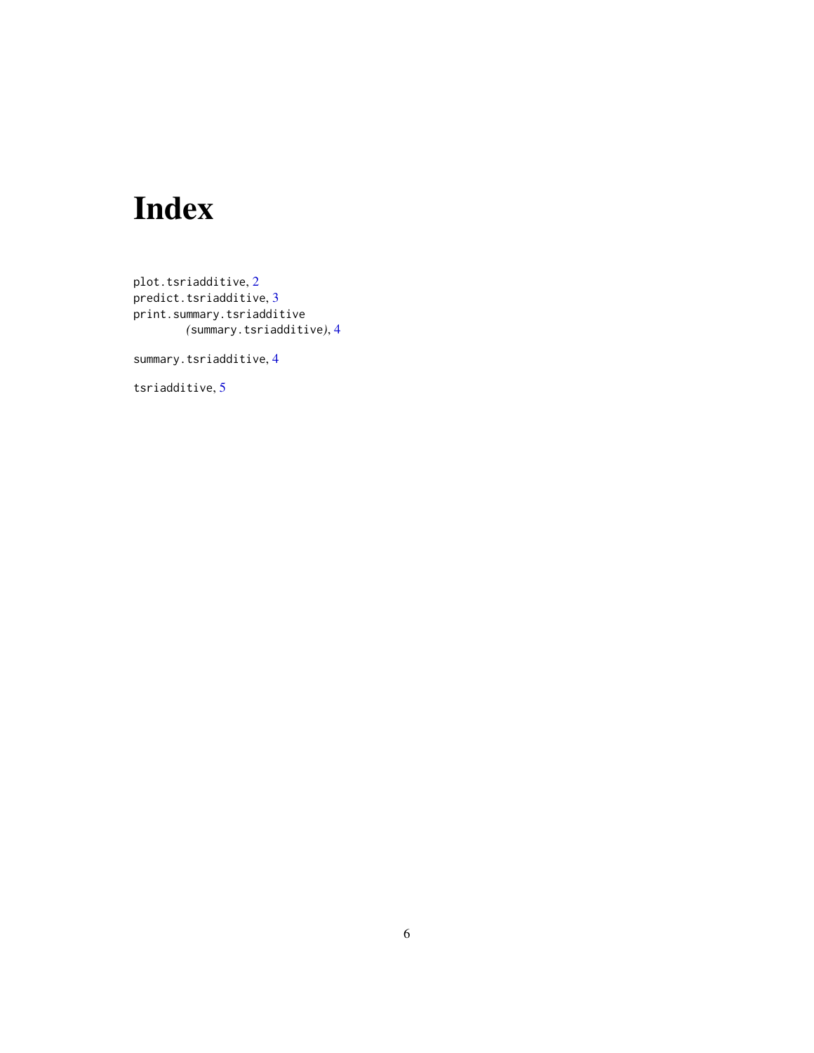# Index

plot.tsriadditive, 2
predict.tsriadditive, 3
print.summary.tsriadditive
(summary.tsriadditive), 4

summary.tsriadditive, 4

tsriadditive, 5